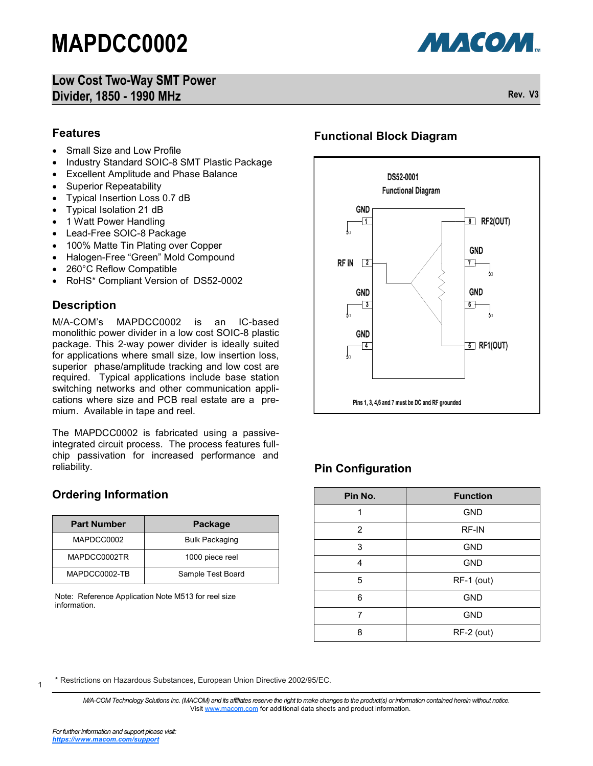# MAPDCC0002

## Low Cost Two-Way SMT Power Divider, 1850 - 1990 MHz

Rev. V3

## Features

- Small Size and Low Profile
- Industry Standard SOIC-8 SMT Plastic Package
- Excellent Amplitude and Phase Balance
- Superior Repeatability
- Typical Insertion Loss 0.7 dB
- Typical Isolation 21 dB
- 1 Watt Power Handling
- Lead-Free SOIC-8 Package
- 100% Matte Tin Plating over Copper
- Halogen-Free "Green" Mold Compound
- 260°C Reflow Compatible
- RoHS* Compliant Version of DS52-0002

## Description

M/A-COM's MAPDCC0002 is an IC-based monolithic power divider in a low cost SOIC-8 plastic package. This 2-way power divider is ideally suited for applications where small size, low insertion loss, superior phase/amplitude tracking and low cost are required. Typical applications include base station switching networks and other communication applications where size and PCB real estate are a premium. Available in tape and reel.

The MAPDCC0002 is fabricated using a passive-integrated circuit process. The process features full-chip passivation for increased performance and reliability.

## Ordering Information

| Part Number | Package |
|---|---|
| MAPDCC0002 | Bulk Packaging |
| MAPDCC0002TR | 1000 piece reel |
| MAPDCC0002-TB | Sample Test Board |

Note: Reference Application Note M513 for reel size information.

## Functional Block Diagram

DS52-0001 Functional Diagram

GND 1, RF IN 2, GND 3, GND 4, RF1(OUT) 5, GND 6, GND 7, RF2(OUT) 8

Pins 1, 3, 4,6 and 7 must be DC and RF grounded

## Pin Configuration

| Pin No. | Function |
|---|---|
| 1 | GND |
| 2 | RF-IN |
| 3 | GND |
| 4 | GND |
| 5 | RF-1 (out) |
| 6 | GND |
| 7 | GND |
| 8 | RF-2 (out) |

\* Restrictions on Hazardous Substances, European Union Directive 2002/95/EC.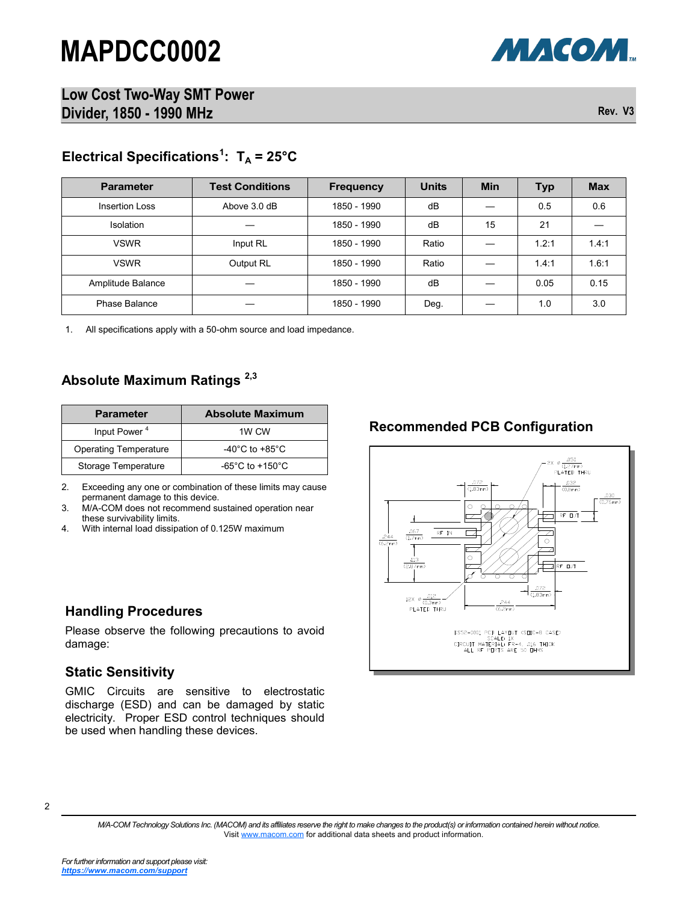# MAPDCC0002

## Low Cost Two-Way SMT Power Divider, 1850 - 1990 MHz

Rev. V3

### Electrical Specifications[1]: $T_A = 25°C$

| Parameter | Test Conditions | Frequency | Units | Min | Typ | Max |
|---|---|---|---|---|---|---|
| Insertion Loss | Above 3.0 dB | 1850 - 1990 | dB | — | 0.5 | 0.6 |
| Isolation | — | 1850 - 1990 | dB | 15 | 21 | — |
| VSWR | Input RL | 1850 - 1990 | Ratio | — | 1.2:1 | 1.4:1 |
| VSWR | Output RL | 1850 - 1990 | Ratio | — | 1.4:1 | 1.6:1 |
| Amplitude Balance | — | 1850 - 1990 | dB | — | 0.05 | 0.15 |
| Phase Balance | — | 1850 - 1990 | Deg. | — | 1.0 | 3.0 |

1. All specifications apply with a 50-ohm source and load impedance.

### Absolute Maximum Ratings [2,3]

| Parameter | Absolute Maximum |
|---|---|
| Input Power [4] | 1W CW |
| Operating Temperature | -40°C to +85°C |
| Storage Temperature | -65°C to +150°C |

2. Exceeding any one or combination of these limits may cause permanent damage to this device.
3. M/A-COM does not recommend sustained operation near these survivability limits.
4. With internal load dissipation of 0.125W maximum

### Recommended PCB Configuration

ESSP-0001 PCB LAYOUT (SOIC-8 CASE)
SCALE: 1X
CIRCUIT MATERIAL: FR-4, .016 THICK
ALL RF PORTS ARE 50 OHMS

### Handling Procedures

Please observe the following precautions to avoid damage:

### Static Sensitivity

GMIC Circuits are sensitive to electrostatic discharge (ESD) and can be damaged by static electricity. Proper ESD control techniques should be used when handling these devices.

*M/A-COM Technology Solutions Inc. (MACOM) and its affiliates reserve the right to make changes to the product(s) or information contained herein without notice.*
Visit www.macom.com for additional data sheets and product information.

*For further information and support please visit:*
***https://www.macom.com/support***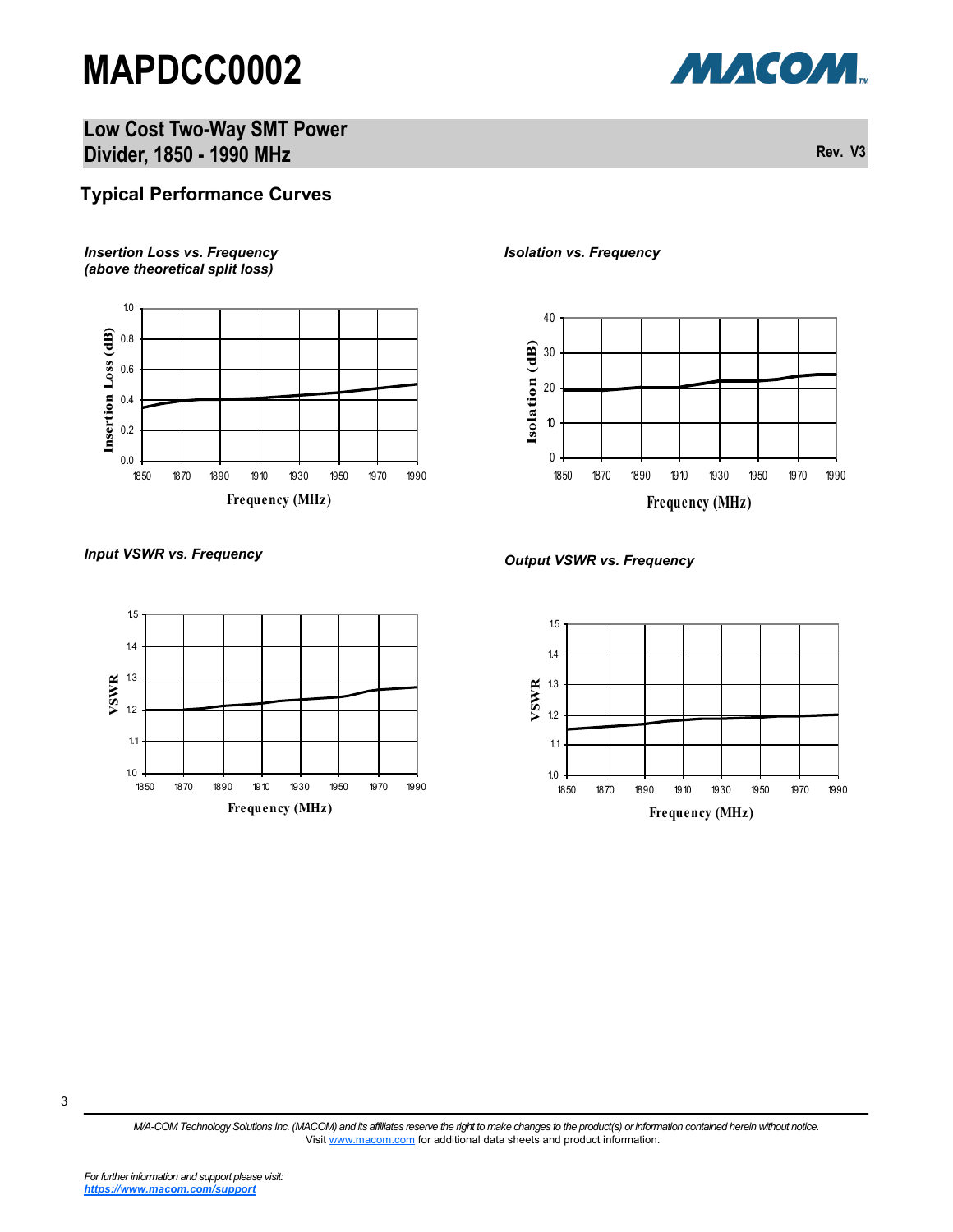## Typical Performance Curves

*Insertion Loss vs. Frequency (above theoretical split loss)*

*Isolation vs. Frequency*

*Input VSWR vs. Frequency*

*Output VSWR vs. Frequency*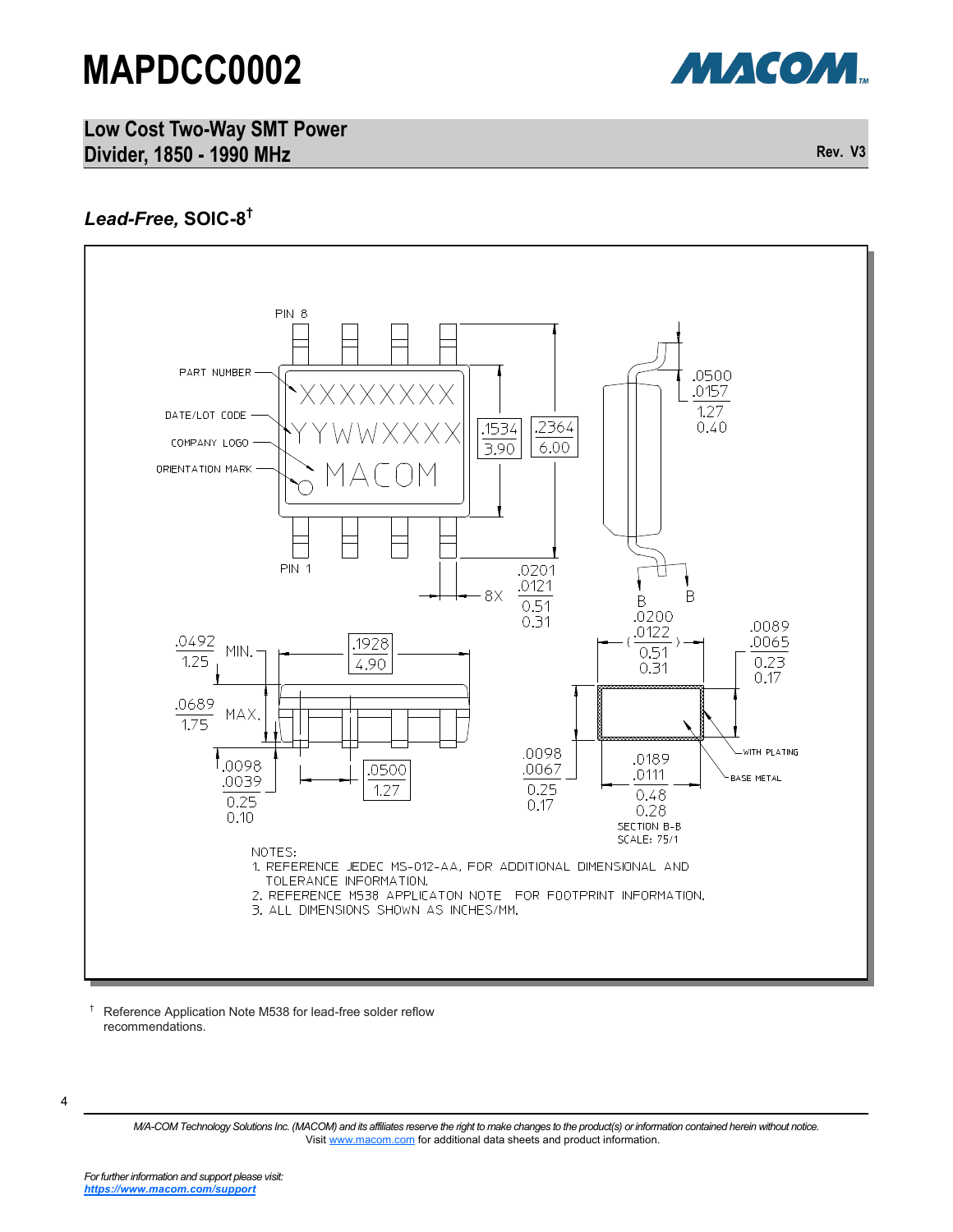## *Lead-Free,* SOIC-8[†]

PIN 8

PART NUMBER

DATE/LOT CODE

COMPANY LOGO

ORIENTATION MARK

XXXXXXXX

YYWWXXXX

MACOM

PIN 1

.1534 / 3.90

.2364 / 6.00

.0500 / .0157 — 1.27 / 0.40

.0201 / .0121 — 0.51 / 0.31 — 8X

B B

.0200 / .0122 — 0.51 / 0.31

.0089 / .0065 — 0.23 / 0.17

.0492 / 1.25 MIN.

.1928 / 4.90

.0689 / 1.75 MAX.

.0098 / .0039 — 0.25 / 0.10

.0500 / 1.27

.0098 / .0067 — 0.25 / 0.17

.0189 / .0111 — 0.48 / 0.28

WITH PLATING

BASE METAL

SECTION B-B
SCALE: 75/1

NOTES:
1. REFERENCE JEDEC MS-012-AA, FOR ADDITIONAL DIMENSIONAL AND TOLERANCE INFORMATION.
2. REFERENCE M538 APPLICATON NOTE FOR FOOTPRINT INFORMATION.
3. ALL DIMENSIONS SHOWN AS INCHES/MM.

† Reference Application Note M538 for lead-free solder reflow recommendations.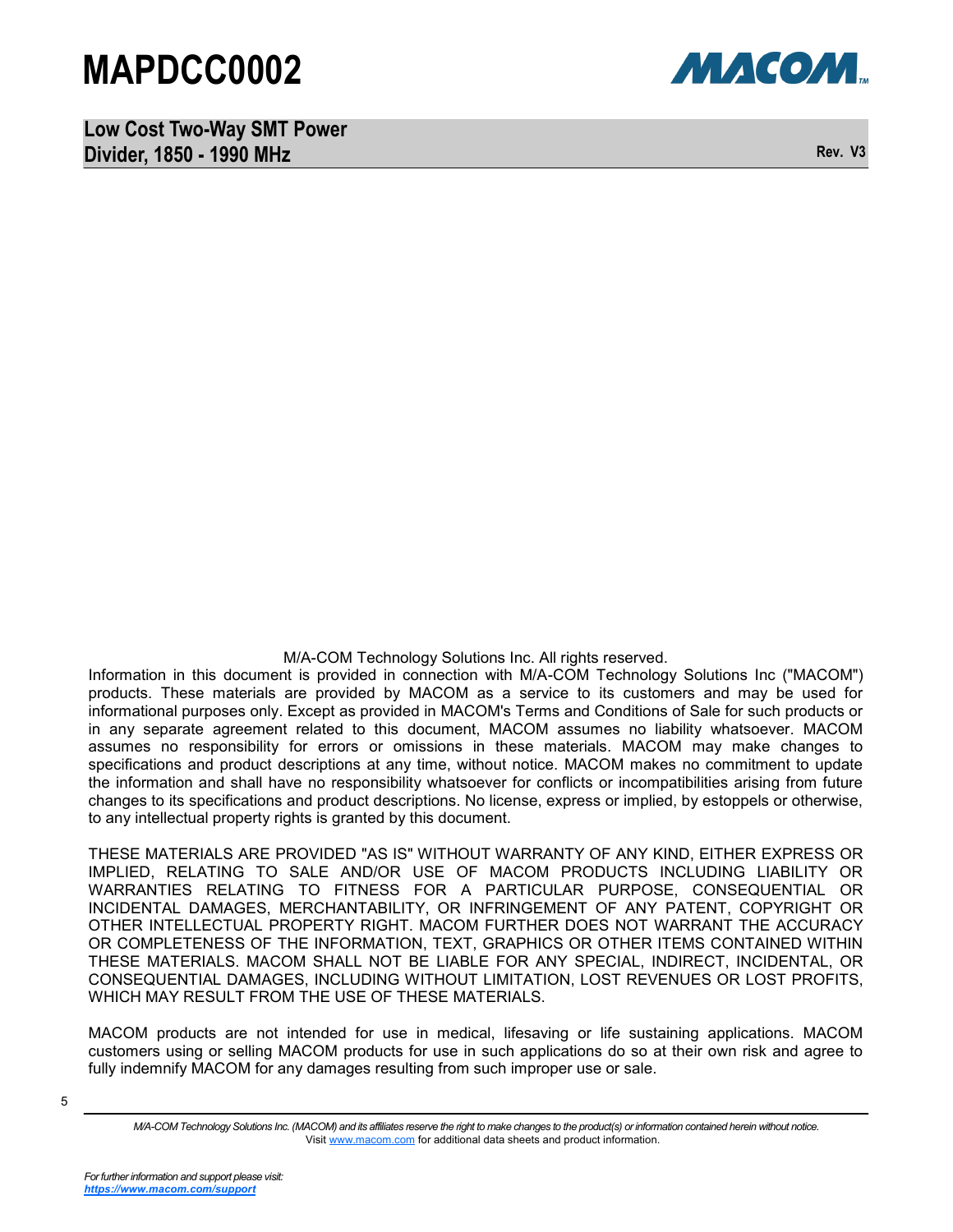M/A-COM Technology Solutions Inc. All rights reserved.

Information in this document is provided in connection with M/A-COM Technology Solutions Inc ("MACOM") products. These materials are provided by MACOM as a service to its customers and may be used for informational purposes only. Except as provided in MACOM's Terms and Conditions of Sale for such products or in any separate agreement related to this document, MACOM assumes no liability whatsoever. MACOM assumes no responsibility for errors or omissions in these materials. MACOM may make changes to specifications and product descriptions at any time, without notice. MACOM makes no commitment to update the information and shall have no responsibility whatsoever for conflicts or incompatibilities arising from future changes to its specifications and product descriptions. No license, express or implied, by estoppels or otherwise, to any intellectual property rights is granted by this document.

THESE MATERIALS ARE PROVIDED "AS IS" WITHOUT WARRANTY OF ANY KIND, EITHER EXPRESS OR IMPLIED, RELATING TO SALE AND/OR USE OF MACOM PRODUCTS INCLUDING LIABILITY OR WARRANTIES RELATING TO FITNESS FOR A PARTICULAR PURPOSE, CONSEQUENTIAL OR INCIDENTAL DAMAGES, MERCHANTABILITY, OR INFRINGEMENT OF ANY PATENT, COPYRIGHT OR OTHER INTELLECTUAL PROPERTY RIGHT. MACOM FURTHER DOES NOT WARRANT THE ACCURACY OR COMPLETENESS OF THE INFORMATION, TEXT, GRAPHICS OR OTHER ITEMS CONTAINED WITHIN THESE MATERIALS. MACOM SHALL NOT BE LIABLE FOR ANY SPECIAL, INDIRECT, INCIDENTAL, OR CONSEQUENTIAL DAMAGES, INCLUDING WITHOUT LIMITATION, LOST REVENUES OR LOST PROFITS, WHICH MAY RESULT FROM THE USE OF THESE MATERIALS.

MACOM products are not intended for use in medical, lifesaving or life sustaining applications. MACOM customers using or selling MACOM products for use in such applications do so at their own risk and agree to fully indemnify MACOM for any damages resulting from such improper use or sale.